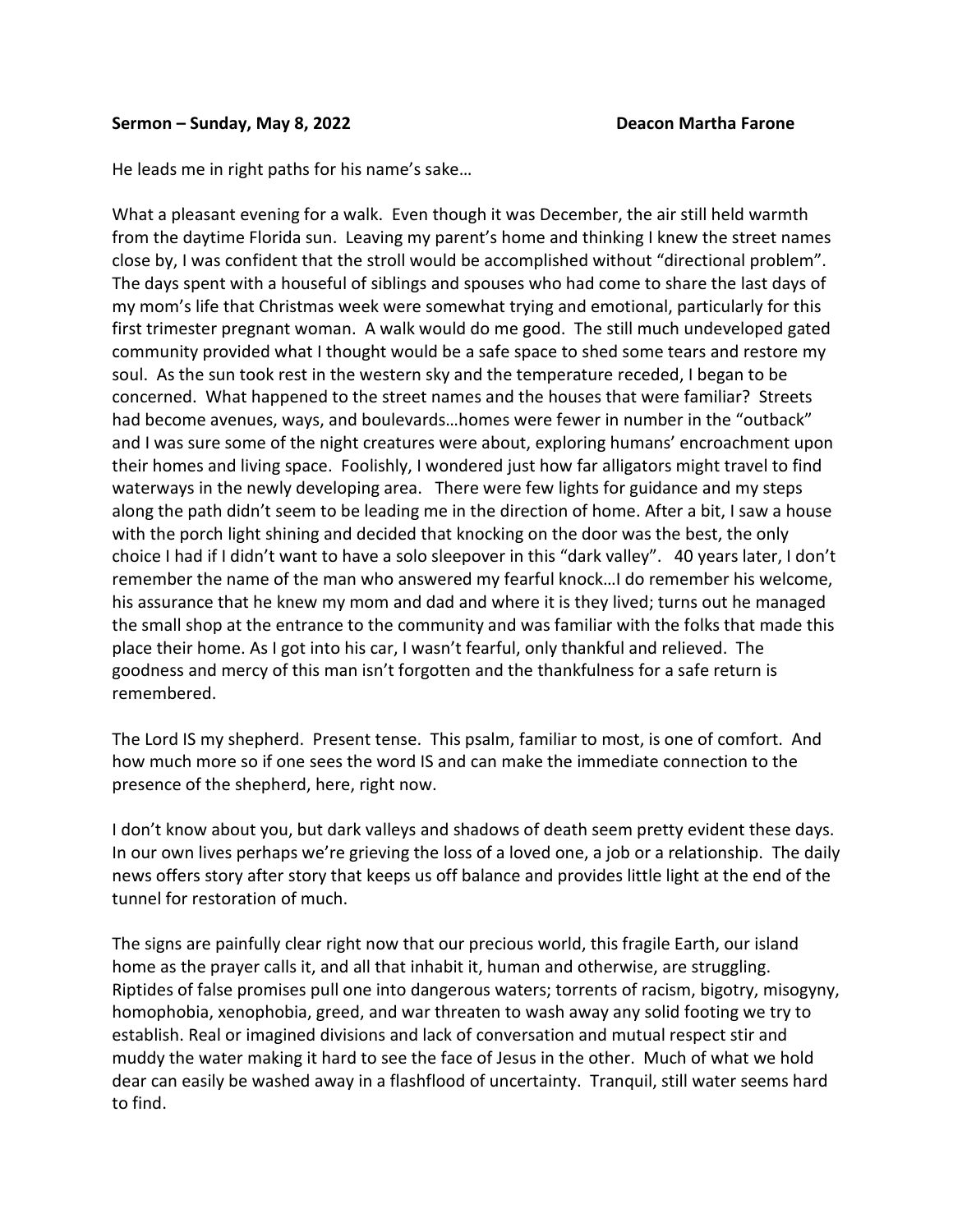**Sermon – Sunday, May 8, 2022** **Deacon Martha Farone**

He leads me in right paths for his name's sake…

What a pleasant evening for a walk. Even though it was December, the air still held warmth from the daytime Florida sun. Leaving my parent's home and thinking I knew the street names close by, I was confident that the stroll would be accomplished without "directional problem". The days spent with a houseful of siblings and spouses who had come to share the last days of my mom's life that Christmas week were somewhat trying and emotional, particularly for this first trimester pregnant woman. A walk would do me good. The still much undeveloped gated community provided what I thought would be a safe space to shed some tears and restore my soul. As the sun took rest in the western sky and the temperature receded, I began to be concerned. What happened to the street names and the houses that were familiar? Streets had become avenues, ways, and boulevards…homes were fewer in number in the "outback" and I was sure some of the night creatures were about, exploring humans' encroachment upon their homes and living space. Foolishly, I wondered just how far alligators might travel to find waterways in the newly developing area. There were few lights for guidance and my steps along the path didn't seem to be leading me in the direction of home. After a bit, I saw a house with the porch light shining and decided that knocking on the door was the best, the only choice I had if I didn't want to have a solo sleepover in this "dark valley". 40 years later, I don't remember the name of the man who answered my fearful knock…I do remember his welcome, his assurance that he knew my mom and dad and where it is they lived; turns out he managed the small shop at the entrance to the community and was familiar with the folks that made this place their home. As I got into his car, I wasn't fearful, only thankful and relieved. The goodness and mercy of this man isn't forgotten and the thankfulness for a safe return is remembered.

The Lord IS my shepherd. Present tense. This psalm, familiar to most, is one of comfort. And how much more so if one sees the word IS and can make the immediate connection to the presence of the shepherd, here, right now.

I don't know about you, but dark valleys and shadows of death seem pretty evident these days. In our own lives perhaps we're grieving the loss of a loved one, a job or a relationship. The daily news offers story after story that keeps us off balance and provides little light at the end of the tunnel for restoration of much.

The signs are painfully clear right now that our precious world, this fragile Earth, our island home as the prayer calls it, and all that inhabit it, human and otherwise, are struggling. Riptides of false promises pull one into dangerous waters; torrents of racism, bigotry, misogyny, homophobia, xenophobia, greed, and war threaten to wash away any solid footing we try to establish. Real or imagined divisions and lack of conversation and mutual respect stir and muddy the water making it hard to see the face of Jesus in the other. Much of what we hold dear can easily be washed away in a flashflood of uncertainty. Tranquil, still water seems hard to find.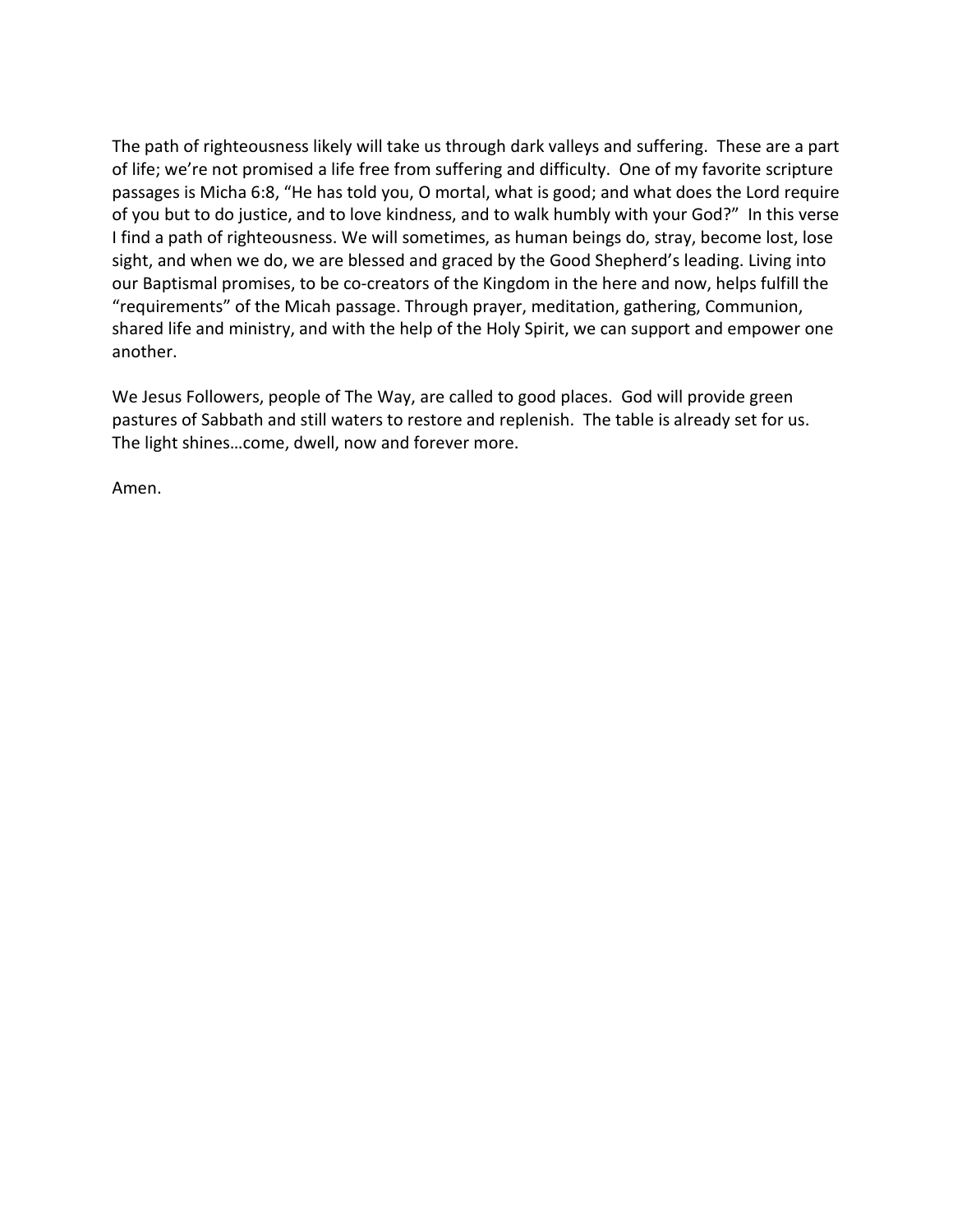The path of righteousness likely will take us through dark valleys and suffering.  These are a part of life; we're not promised a life free from suffering and difficulty.  One of my favorite scripture passages is Micha 6:8, "He has told you, O mortal, what is good; and what does the Lord require of you but to do justice, and to love kindness, and to walk humbly with your God?"  In this verse I find a path of righteousness. We will sometimes, as human beings do, stray, become lost, lose sight, and when we do, we are blessed and graced by the Good Shepherd's leading. Living into our Baptismal promises, to be co-creators of the Kingdom in the here and now, helps fulfill the "requirements" of the Micah passage. Through prayer, meditation, gathering, Communion, shared life and ministry, and with the help of the Holy Spirit, we can support and empower one another.

We Jesus Followers, people of The Way, are called to good places.  God will provide green pastures of Sabbath and still waters to restore and replenish.  The table is already set for us. The light shines…come, dwell, now and forever more.

Amen.